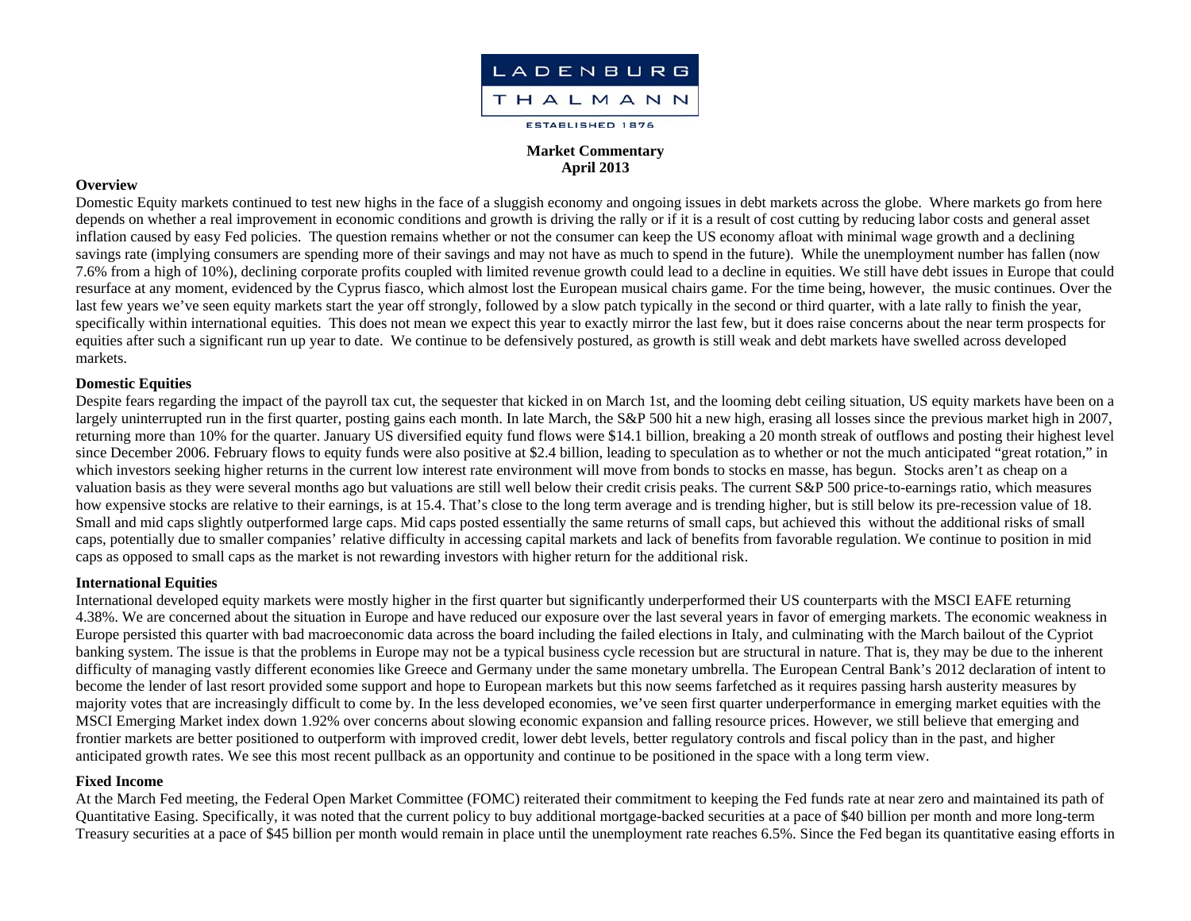LADENBURG THALMANN

ESTABLISHED 1876

**Market Commentary**
**April 2013**

## Overview

Domestic Equity markets continued to test new highs in the face of a sluggish economy and ongoing issues in debt markets across the globe. Where markets go from here depends on whether a real improvement in economic conditions and growth is driving the rally or if it is a result of cost cutting by reducing labor costs and general asset inflation caused by easy Fed policies. The question remains whether or not the consumer can keep the US economy afloat with minimal wage growth and a declining savings rate (implying consumers are spending more of their savings and may not have as much to spend in the future). While the unemployment number has fallen (now 7.6% from a high of 10%), declining corporate profits coupled with limited revenue growth could lead to a decline in equities. We still have debt issues in Europe that could resurface at any moment, evidenced by the Cyprus fiasco, which almost lost the European musical chairs game. For the time being, however, the music continues. Over the last few years we've seen equity markets start the year off strongly, followed by a slow patch typically in the second or third quarter, with a late rally to finish the year, specifically within international equities. This does not mean we expect this year to exactly mirror the last few, but it does raise concerns about the near term prospects for equities after such a significant run up year to date. We continue to be defensively postured, as growth is still weak and debt markets have swelled across developed markets.

## Domestic Equities

Despite fears regarding the impact of the payroll tax cut, the sequester that kicked in on March 1st, and the looming debt ceiling situation, US equity markets have been on a largely uninterrupted run in the first quarter, posting gains each month. In late March, the S&P 500 hit a new high, erasing all losses since the previous market high in 2007, returning more than 10% for the quarter. January US diversified equity fund flows were $14.1 billion, breaking a 20 month streak of outflows and posting their highest level since December 2006. February flows to equity funds were also positive at $2.4 billion, leading to speculation as to whether or not the much anticipated "great rotation," in which investors seeking higher returns in the current low interest rate environment will move from bonds to stocks en masse, has begun. Stocks aren't as cheap on a valuation basis as they were several months ago but valuations are still well below their credit crisis peaks. The current S&P 500 price-to-earnings ratio, which measures how expensive stocks are relative to their earnings, is at 15.4. That's close to the long term average and is trending higher, but is still below its pre-recession value of 18. Small and mid caps slightly outperformed large caps. Mid caps posted essentially the same returns of small caps, but achieved this without the additional risks of small caps, potentially due to smaller companies' relative difficulty in accessing capital markets and lack of benefits from favorable regulation. We continue to position in mid caps as opposed to small caps as the market is not rewarding investors with higher return for the additional risk.

## International Equities

International developed equity markets were mostly higher in the first quarter but significantly underperformed their US counterparts with the MSCI EAFE returning 4.38%. We are concerned about the situation in Europe and have reduced our exposure over the last several years in favor of emerging markets. The economic weakness in Europe persisted this quarter with bad macroeconomic data across the board including the failed elections in Italy, and culminating with the March bailout of the Cypriot banking system. The issue is that the problems in Europe may not be a typical business cycle recession but are structural in nature. That is, they may be due to the inherent difficulty of managing vastly different economies like Greece and Germany under the same monetary umbrella. The European Central Bank's 2012 declaration of intent to become the lender of last resort provided some support and hope to European markets but this now seems farfetched as it requires passing harsh austerity measures by majority votes that are increasingly difficult to come by. In the less developed economies, we've seen first quarter underperformance in emerging market equities with the MSCI Emerging Market index down 1.92% over concerns about slowing economic expansion and falling resource prices. However, we still believe that emerging and frontier markets are better positioned to outperform with improved credit, lower debt levels, better regulatory controls and fiscal policy than in the past, and higher anticipated growth rates. We see this most recent pullback as an opportunity and continue to be positioned in the space with a long term view.

## Fixed Income

At the March Fed meeting, the Federal Open Market Committee (FOMC) reiterated their commitment to keeping the Fed funds rate at near zero and maintained its path of Quantitative Easing. Specifically, it was noted that the current policy to buy additional mortgage-backed securities at a pace of $40 billion per month and more long-term Treasury securities at a pace of $45 billion per month would remain in place until the unemployment rate reaches 6.5%. Since the Fed began its quantitative easing efforts in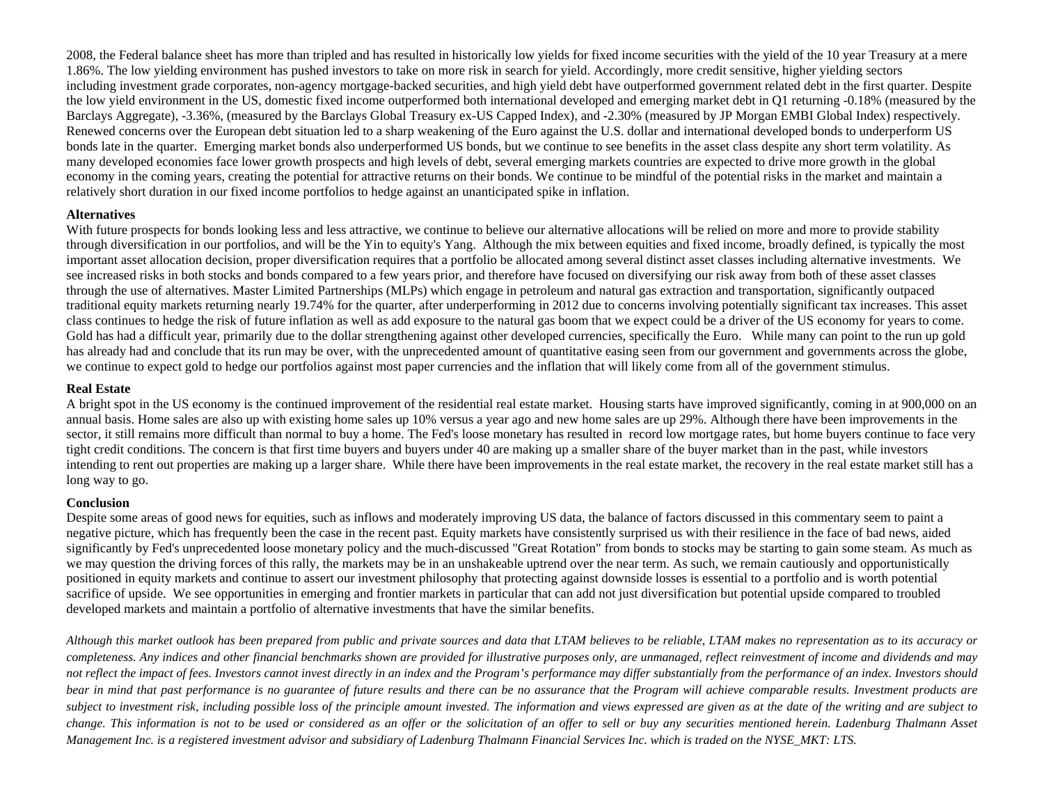2008, the Federal balance sheet has more than tripled and has resulted in historically low yields for fixed income securities with the yield of the 10 year Treasury at a mere 1.86%. The low yielding environment has pushed investors to take on more risk in search for yield. Accordingly, more credit sensitive, higher yielding sectors including investment grade corporates, non-agency mortgage-backed securities, and high yield debt have outperformed government related debt in the first quarter. Despite the low yield environment in the US, domestic fixed income outperformed both international developed and emerging market debt in Q1 returning -0.18% (measured by the Barclays Aggregate), -3.36%, (measured by the Barclays Global Treasury ex-US Capped Index), and -2.30% (measured by JP Morgan EMBI Global Index) respectively. Renewed concerns over the European debt situation led to a sharp weakening of the Euro against the U.S. dollar and international developed bonds to underperform US bonds late in the quarter. Emerging market bonds also underperformed US bonds, but we continue to see benefits in the asset class despite any short term volatility. As many developed economies face lower growth prospects and high levels of debt, several emerging markets countries are expected to drive more growth in the global economy in the coming years, creating the potential for attractive returns on their bonds. We continue to be mindful of the potential risks in the market and maintain a relatively short duration in our fixed income portfolios to hedge against an unanticipated spike in inflation.

**Alternatives**

With future prospects for bonds looking less and less attractive, we continue to believe our alternative allocations will be relied on more and more to provide stability through diversification in our portfolios, and will be the Yin to equity's Yang. Although the mix between equities and fixed income, broadly defined, is typically the most important asset allocation decision, proper diversification requires that a portfolio be allocated among several distinct asset classes including alternative investments. We see increased risks in both stocks and bonds compared to a few years prior, and therefore have focused on diversifying our risk away from both of these asset classes through the use of alternatives. Master Limited Partnerships (MLPs) which engage in petroleum and natural gas extraction and transportation, significantly outpaced traditional equity markets returning nearly 19.74% for the quarter, after underperforming in 2012 due to concerns involving potentially significant tax increases. This asset class continues to hedge the risk of future inflation as well as add exposure to the natural gas boom that we expect could be a driver of the US economy for years to come. Gold has had a difficult year, primarily due to the dollar strengthening against other developed currencies, specifically the Euro. While many can point to the run up gold has already had and conclude that its run may be over, with the unprecedented amount of quantitative easing seen from our government and governments across the globe, we continue to expect gold to hedge our portfolios against most paper currencies and the inflation that will likely come from all of the government stimulus.

**Real Estate**

A bright spot in the US economy is the continued improvement of the residential real estate market. Housing starts have improved significantly, coming in at 900,000 on an annual basis. Home sales are also up with existing home sales up 10% versus a year ago and new home sales are up 29%. Although there have been improvements in the sector, it still remains more difficult than normal to buy a home. The Fed's loose monetary has resulted in record low mortgage rates, but home buyers continue to face very tight credit conditions. The concern is that first time buyers and buyers under 40 are making up a smaller share of the buyer market than in the past, while investors intending to rent out properties are making up a larger share. While there have been improvements in the real estate market, the recovery in the real estate market still has a long way to go.

**Conclusion**

Despite some areas of good news for equities, such as inflows and moderately improving US data, the balance of factors discussed in this commentary seem to paint a negative picture, which has frequently been the case in the recent past. Equity markets have consistently surprised us with their resilience in the face of bad news, aided significantly by Fed's unprecedented loose monetary policy and the much-discussed "Great Rotation" from bonds to stocks may be starting to gain some steam. As much as we may question the driving forces of this rally, the markets may be in an unshakeable uptrend over the near term. As such, we remain cautiously and opportunistically positioned in equity markets and continue to assert our investment philosophy that protecting against downside losses is essential to a portfolio and is worth potential sacrifice of upside. We see opportunities in emerging and frontier markets in particular that can add not just diversification but potential upside compared to troubled developed markets and maintain a portfolio of alternative investments that have the similar benefits.

*Although this market outlook has been prepared from public and private sources and data that LTAM believes to be reliable, LTAM makes no representation as to its accuracy or completeness. Any indices and other financial benchmarks shown are provided for illustrative purposes only, are unmanaged, reflect reinvestment of income and dividends and may not reflect the impact of fees. Investors cannot invest directly in an index and the Program's performance may differ substantially from the performance of an index. Investors should bear in mind that past performance is no guarantee of future results and there can be no assurance that the Program will achieve comparable results. Investment products are subject to investment risk, including possible loss of the principle amount invested. The information and views expressed are given as at the date of the writing and are subject to change. This information is not to be used or considered as an offer or the solicitation of an offer to sell or buy any securities mentioned herein. Ladenburg Thalmann Asset Management Inc. is a registered investment advisor and subsidiary of Ladenburg Thalmann Financial Services Inc. which is traded on the NYSE_MKT: LTS.*